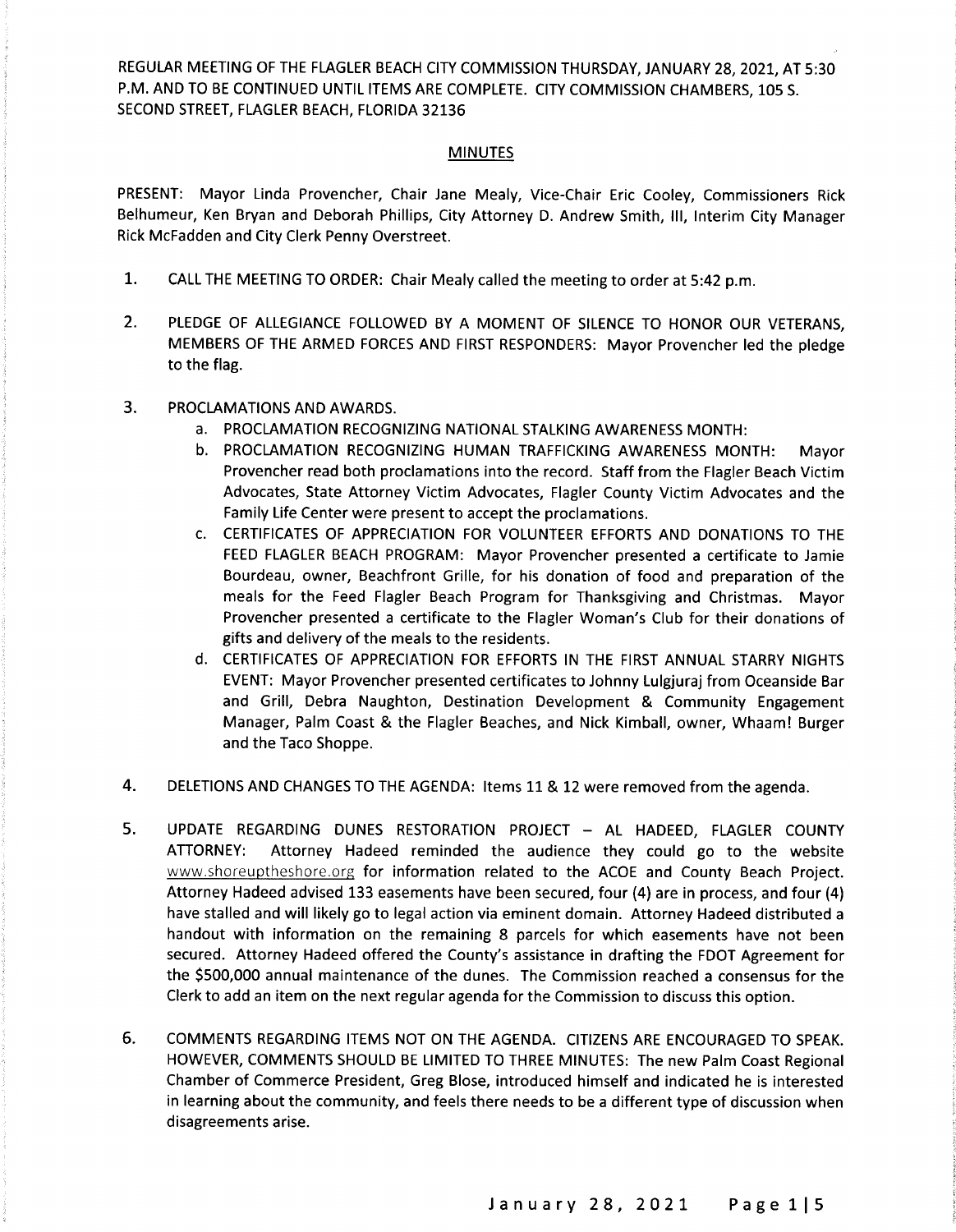REGULAR MEETING OF THE FLAGLER BEACH CITY COMMISSION THURSDAY, JANUARY 28, 2021, AT 5:30 P.M. AND TO BE CONTINUED UNTIL ITEMS ARE COMPLETE. CITY COMMISSION CHAMBERS, 105 S. SECOND STREET, FLAGLER BEACH, FLORIDA 32136

## MINUTES

PRESENT: Mayor Linda Provencher, Chair Jane Mealy, Vice-Chair Eric Cooley, Commissioners Rick Belhumeur, Ken Bryan and Deborah Phillips, City Attorney D. Andrew Smith, III, Interim City Manager Rick McFadden and City Clerk Penny Overstreet.

1. CALL THE MEETING TO ORDER: Chair Mealy called the meeting to order at 5:42 p.m.

2. PLEDGE OF ALLEGIANCE FOLLOWED BY A MOMENT OF SILENCE TO HONOR OUR VETERANS, MEMBERS OF THE ARMED FORCES AND FIRST RESPONDERS: Mayor Provencher led the pledge to the flag.

3. PROCLAMATIONS AND AWARDS.
   a. PROCLAMATION RECOGNIZING NATIONAL STALKING AWARENESS MONTH:
   b. PROCLAMATION RECOGNIZING HUMAN TRAFFICKING AWARENESS MONTH: Mayor Provencher read both proclamations into the record. Staff from the Flagler Beach Victim Advocates, State Attorney Victim Advocates, Flagler County Victim Advocates and the Family Life Center were present to accept the proclamations.
   c. CERTIFICATES OF APPRECIATION FOR VOLUNTEER EFFORTS AND DONATIONS TO THE FEED FLAGLER BEACH PROGRAM: Mayor Provencher presented a certificate to Jamie Bourdeau, owner, Beachfront Grille, for his donation of food and preparation of the meals for the Feed Flagler Beach Program for Thanksgiving and Christmas. Mayor Provencher presented a certificate to the Flagler Woman's Club for their donations of gifts and delivery of the meals to the residents.
   d. CERTIFICATES OF APPRECIATION FOR EFFORTS IN THE FIRST ANNUAL STARRY NIGHTS EVENT: Mayor Provencher presented certificates to Johnny Lulgjuraj from Oceanside Bar and Grill, Debra Naughton, Destination Development & Community Engagement Manager, Palm Coast & the Flagler Beaches, and Nick Kimball, owner, Whaam! Burger and the Taco Shoppe.

4. DELETIONS AND CHANGES TO THE AGENDA: Items 11 & 12 were removed from the agenda.

5. UPDATE REGARDING DUNES RESTORATION PROJECT – AL HADEED, FLAGLER COUNTY ATTORNEY: Attorney Hadeed reminded the audience they could go to the website www.shoreuptheshore.org for information related to the ACOE and County Beach Project. Attorney Hadeed advised 133 easements have been secured, four (4) are in process, and four (4) have stalled and will likely go to legal action via eminent domain. Attorney Hadeed distributed a handout with information on the remaining 8 parcels for which easements have not been secured. Attorney Hadeed offered the County's assistance in drafting the FDOT Agreement for the $500,000 annual maintenance of the dunes. The Commission reached a consensus for the Clerk to add an item on the next regular agenda for the Commission to discuss this option.

6. COMMENTS REGARDING ITEMS NOT ON THE AGENDA. CITIZENS ARE ENCOURAGED TO SPEAK. HOWEVER, COMMENTS SHOULD BE LIMITED TO THREE MINUTES: The new Palm Coast Regional Chamber of Commerce President, Greg Blose, introduced himself and indicated he is interested in learning about the community, and feels there needs to be a different type of discussion when disagreements arise.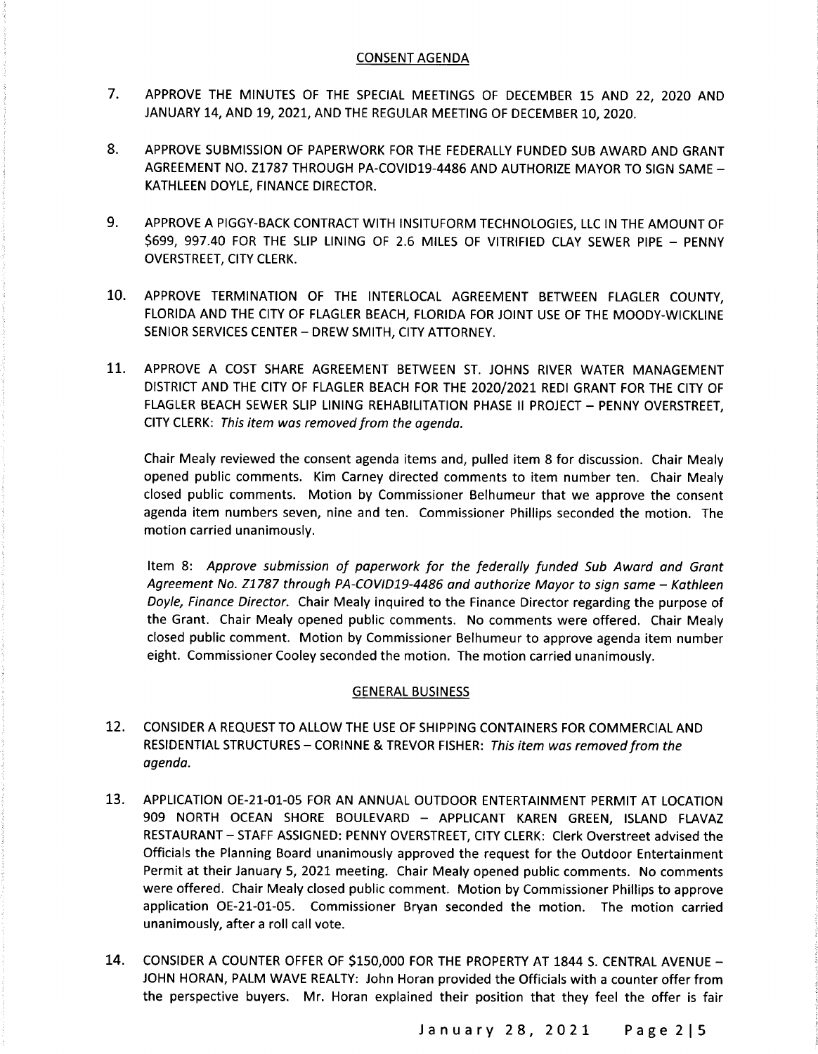## CONSENT AGENDA

7. APPROVE THE MINUTES OF THE SPECIAL MEETINGS OF DECEMBER 15 AND 22, 2020 AND JANUARY 14, AND 19, 2021, AND THE REGULAR MEETING OF DECEMBER 10, 2020.

8. APPROVE SUBMISSION OF PAPERWORK FOR THE FEDERALLY FUNDED SUB AWARD AND GRANT AGREEMENT NO. Z1787 THROUGH PA-COVID19-4486 AND AUTHORIZE MAYOR TO SIGN SAME – KATHLEEN DOYLE, FINANCE DIRECTOR.

9. APPROVE A PIGGY-BACK CONTRACT WITH INSITUFORM TECHNOLOGIES, LLC IN THE AMOUNT OF $699, 997.40 FOR THE SLIP LINING OF 2.6 MILES OF VITRIFIED CLAY SEWER PIPE – PENNY OVERSTREET, CITY CLERK.

10. APPROVE TERMINATION OF THE INTERLOCAL AGREEMENT BETWEEN FLAGLER COUNTY, FLORIDA AND THE CITY OF FLAGLER BEACH, FLORIDA FOR JOINT USE OF THE MOODY-WICKLINE SENIOR SERVICES CENTER – DREW SMITH, CITY ATTORNEY.

11. APPROVE A COST SHARE AGREEMENT BETWEEN ST. JOHNS RIVER WATER MANAGEMENT DISTRICT AND THE CITY OF FLAGLER BEACH FOR THE 2020/2021 REDI GRANT FOR THE CITY OF FLAGLER BEACH SEWER SLIP LINING REHABILITATION PHASE II PROJECT – PENNY OVERSTREET, CITY CLERK: *This item was removed from the agenda.*

Chair Mealy reviewed the consent agenda items and, pulled item 8 for discussion. Chair Mealy opened public comments. Kim Carney directed comments to item number ten. Chair Mealy closed public comments. Motion by Commissioner Belhumeur that we approve the consent agenda item numbers seven, nine and ten. Commissioner Phillips seconded the motion. The motion carried unanimously.

Item 8: *Approve submission of paperwork for the federally funded Sub Award and Grant Agreement No. Z1787 through PA-COVID19-4486 and authorize Mayor to sign same – Kathleen Doyle, Finance Director.* Chair Mealy inquired to the Finance Director regarding the purpose of the Grant. Chair Mealy opened public comments. No comments were offered. Chair Mealy closed public comment. Motion by Commissioner Belhumeur to approve agenda item number eight. Commissioner Cooley seconded the motion. The motion carried unanimously.

## GENERAL BUSINESS

12. CONSIDER A REQUEST TO ALLOW THE USE OF SHIPPING CONTAINERS FOR COMMERCIAL AND RESIDENTIAL STRUCTURES – CORINNE & TREVOR FISHER: *This item was removed from the agenda.*

13. APPLICATION OE-21-01-05 FOR AN ANNUAL OUTDOOR ENTERTAINMENT PERMIT AT LOCATION 909 NORTH OCEAN SHORE BOULEVARD – APPLICANT KAREN GREEN, ISLAND FLAVAZ RESTAURANT – STAFF ASSIGNED: PENNY OVERSTREET, CITY CLERK: Clerk Overstreet advised the Officials the Planning Board unanimously approved the request for the Outdoor Entertainment Permit at their January 5, 2021 meeting. Chair Mealy opened public comments. No comments were offered. Chair Mealy closed public comment. Motion by Commissioner Phillips to approve application OE-21-01-05. Commissioner Bryan seconded the motion. The motion carried unanimously, after a roll call vote.

14. CONSIDER A COUNTER OFFER OF $150,000 FOR THE PROPERTY AT 1844 S. CENTRAL AVENUE – JOHN HORAN, PALM WAVE REALTY: John Horan provided the Officials with a counter offer from the perspective buyers. Mr. Horan explained their position that they feel the offer is fair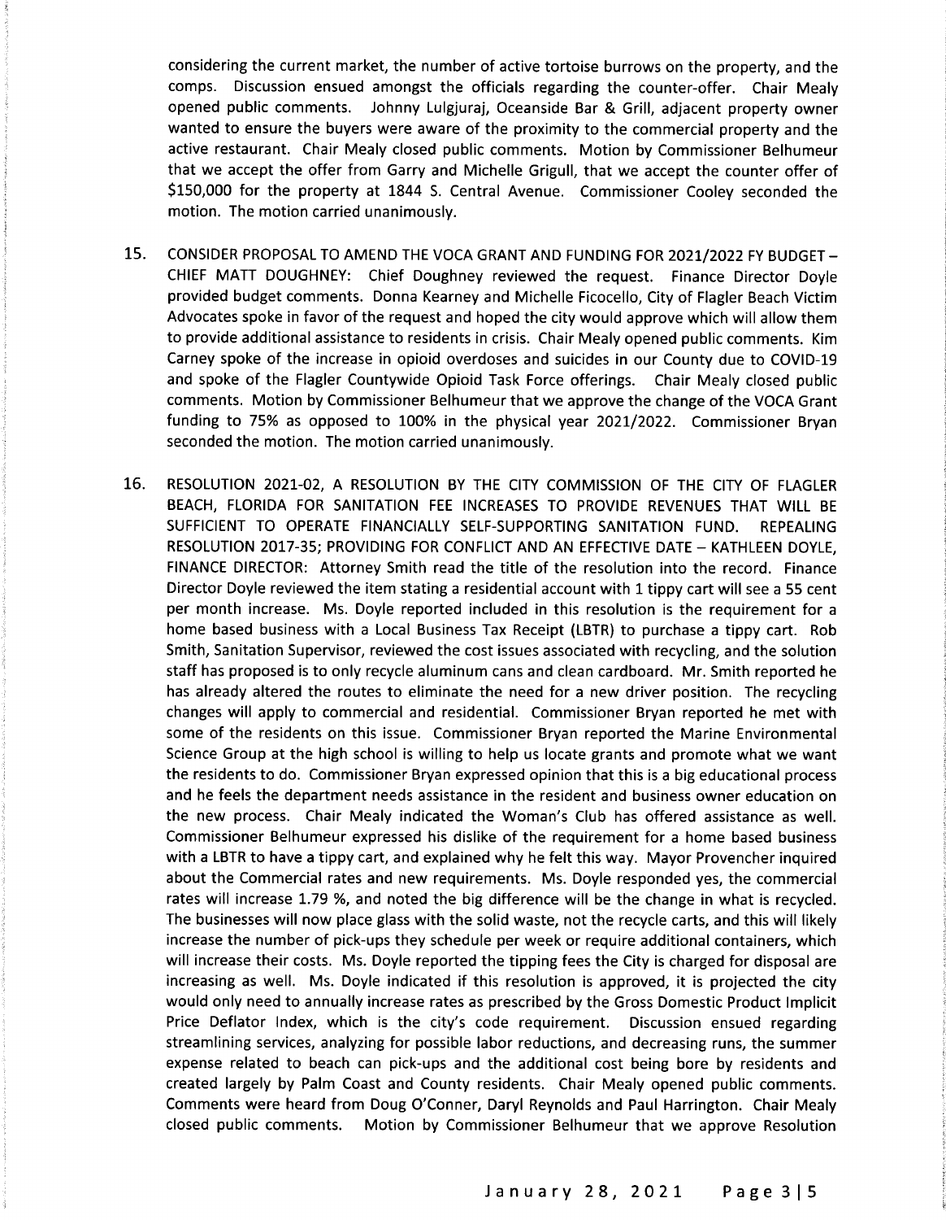considering the current market, the number of active tortoise burrows on the property, and the comps. Discussion ensued amongst the officials regarding the counter-offer. Chair Mealy opened public comments. Johnny Lulgjuraj, Oceanside Bar & Grill, adjacent property owner wanted to ensure the buyers were aware of the proximity to the commercial property and the active restaurant. Chair Mealy closed public comments. Motion by Commissioner Belhumeur that we accept the offer from Garry and Michelle Grigull, that we accept the counter offer of $150,000 for the property at 1844 S. Central Avenue. Commissioner Cooley seconded the motion. The motion carried unanimously.

15. CONSIDER PROPOSAL TO AMEND THE VOCA GRANT AND FUNDING FOR 2021/2022 FY BUDGET – CHIEF MATT DOUGHNEY: Chief Doughney reviewed the request. Finance Director Doyle provided budget comments. Donna Kearney and Michelle Ficocello, City of Flagler Beach Victim Advocates spoke in favor of the request and hoped the city would approve which will allow them to provide additional assistance to residents in crisis. Chair Mealy opened public comments. Kim Carney spoke of the increase in opioid overdoses and suicides in our County due to COVID-19 and spoke of the Flagler Countywide Opioid Task Force offerings. Chair Mealy closed public comments. Motion by Commissioner Belhumeur that we approve the change of the VOCA Grant funding to 75% as opposed to 100% in the physical year 2021/2022. Commissioner Bryan seconded the motion. The motion carried unanimously.

16. RESOLUTION 2021-02, A RESOLUTION BY THE CITY COMMISSION OF THE CITY OF FLAGLER BEACH, FLORIDA FOR SANITATION FEE INCREASES TO PROVIDE REVENUES THAT WILL BE SUFFICIENT TO OPERATE FINANCIALLY SELF-SUPPORTING SANITATION FUND. REPEALING RESOLUTION 2017-35; PROVIDING FOR CONFLICT AND AN EFFECTIVE DATE – KATHLEEN DOYLE, FINANCE DIRECTOR: Attorney Smith read the title of the resolution into the record. Finance Director Doyle reviewed the item stating a residential account with 1 tippy cart will see a 55 cent per month increase. Ms. Doyle reported included in this resolution is the requirement for a home based business with a Local Business Tax Receipt (LBTR) to purchase a tippy cart. Rob Smith, Sanitation Supervisor, reviewed the cost issues associated with recycling, and the solution staff has proposed is to only recycle aluminum cans and clean cardboard. Mr. Smith reported he has already altered the routes to eliminate the need for a new driver position. The recycling changes will apply to commercial and residential. Commissioner Bryan reported he met with some of the residents on this issue. Commissioner Bryan reported the Marine Environmental Science Group at the high school is willing to help us locate grants and promote what we want the residents to do. Commissioner Bryan expressed opinion that this is a big educational process and he feels the department needs assistance in the resident and business owner education on the new process. Chair Mealy indicated the Woman's Club has offered assistance as well. Commissioner Belhumeur expressed his dislike of the requirement for a home based business with a LBTR to have a tippy cart, and explained why he felt this way. Mayor Provencher inquired about the Commercial rates and new requirements. Ms. Doyle responded yes, the commercial rates will increase 1.79 %, and noted the big difference will be the change in what is recycled. The businesses will now place glass with the solid waste, not the recycle carts, and this will likely increase the number of pick-ups they schedule per week or require additional containers, which will increase their costs. Ms. Doyle reported the tipping fees the City is charged for disposal are increasing as well. Ms. Doyle indicated if this resolution is approved, it is projected the city would only need to annually increase rates as prescribed by the Gross Domestic Product Implicit Price Deflator Index, which is the city's code requirement. Discussion ensued regarding streamlining services, analyzing for possible labor reductions, and decreasing runs, the summer expense related to beach can pick-ups and the additional cost being bore by residents and created largely by Palm Coast and County residents. Chair Mealy opened public comments. Comments were heard from Doug O'Conner, Daryl Reynolds and Paul Harrington. Chair Mealy closed public comments. Motion by Commissioner Belhumeur that we approve Resolution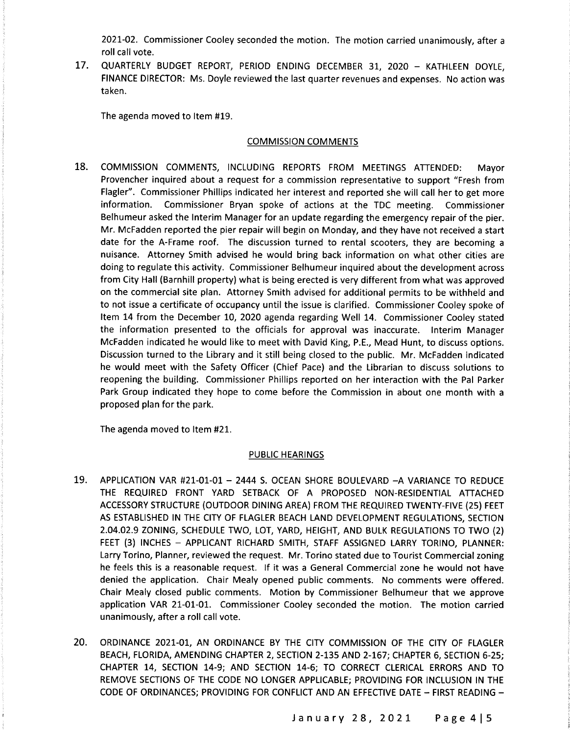2021-02. Commissioner Cooley seconded the motion. The motion carried unanimously, after a roll call vote.

17. QUARTERLY BUDGET REPORT, PERIOD ENDING DECEMBER 31, 2020 – KATHLEEN DOYLE, FINANCE DIRECTOR: Ms. Doyle reviewed the last quarter revenues and expenses. No action was taken.

The agenda moved to Item #19.

## COMMISSION COMMENTS

18. COMMISSION COMMENTS, INCLUDING REPORTS FROM MEETINGS ATTENDED: Mayor Provencher inquired about a request for a commission representative to support "Fresh from Flagler". Commissioner Phillips indicated her interest and reported she will call her to get more information. Commissioner Bryan spoke of actions at the TDC meeting. Commissioner Belhumeur asked the Interim Manager for an update regarding the emergency repair of the pier. Mr. McFadden reported the pier repair will begin on Monday, and they have not received a start date for the A-Frame roof. The discussion turned to rental scooters, they are becoming a nuisance. Attorney Smith advised he would bring back information on what other cities are doing to regulate this activity. Commissioner Belhumeur inquired about the development across from City Hall (Barnhill property) what is being erected is very different from what was approved on the commercial site plan. Attorney Smith advised for additional permits to be withheld and to not issue a certificate of occupancy until the issue is clarified. Commissioner Cooley spoke of Item 14 from the December 10, 2020 agenda regarding Well 14. Commissioner Cooley stated the information presented to the officials for approval was inaccurate. Interim Manager McFadden indicated he would like to meet with David King, P.E., Mead Hunt, to discuss options. Discussion turned to the Library and it still being closed to the public. Mr. McFadden indicated he would meet with the Safety Officer (Chief Pace) and the Librarian to discuss solutions to reopening the building. Commissioner Phillips reported on her interaction with the Pal Parker Park Group indicated they hope to come before the Commission in about one month with a proposed plan for the park.

The agenda moved to Item #21.

## PUBLIC HEARINGS

19. APPLICATION VAR #21-01-01 – 2444 S. OCEAN SHORE BOULEVARD –A VARIANCE TO REDUCE THE REQUIRED FRONT YARD SETBACK OF A PROPOSED NON-RESIDENTIAL ATTACHED ACCESSORY STRUCTURE (OUTDOOR DINING AREA) FROM THE REQUIRED TWENTY-FIVE (25) FEET AS ESTABLISHED IN THE CITY OF FLAGLER BEACH LAND DEVELOPMENT REGULATIONS, SECTION 2.04.02.9 ZONING, SCHEDULE TWO, LOT, YARD, HEIGHT, AND BULK REGULATIONS TO TWO (2) FEET (3) INCHES – APPLICANT RICHARD SMITH, STAFF ASSIGNED LARRY TORINO, PLANNER: Larry Torino, Planner, reviewed the request. Mr. Torino stated due to Tourist Commercial zoning he feels this is a reasonable request. If it was a General Commercial zone he would not have denied the application. Chair Mealy opened public comments. No comments were offered. Chair Mealy closed public comments. Motion by Commissioner Belhumeur that we approve application VAR 21-01-01. Commissioner Cooley seconded the motion. The motion carried unanimously, after a roll call vote.

20. ORDINANCE 2021-01, AN ORDINANCE BY THE CITY COMMISSION OF THE CITY OF FLAGLER BEACH, FLORIDA, AMENDING CHAPTER 2, SECTION 2-135 AND 2-167; CHAPTER 6, SECTION 6-25; CHAPTER 14, SECTION 14-9; AND SECTION 14-6; TO CORRECT CLERICAL ERRORS AND TO REMOVE SECTIONS OF THE CODE NO LONGER APPLICABLE; PROVIDING FOR INCLUSION IN THE CODE OF ORDINANCES; PROVIDING FOR CONFLICT AND AN EFFECTIVE DATE – FIRST READING –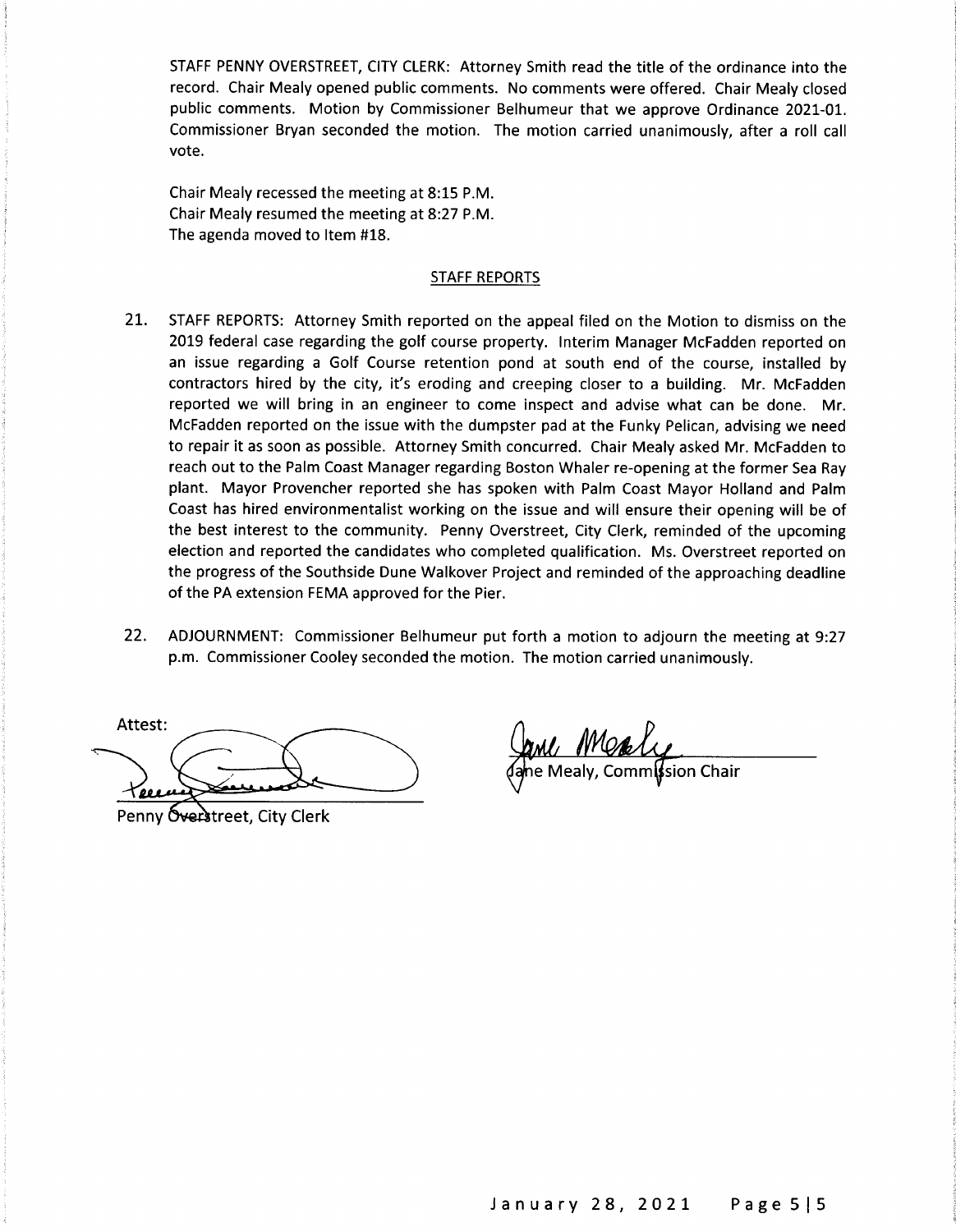STAFF PENNY OVERSTREET, CITY CLERK: Attorney Smith read the title of the ordinance into the record. Chair Mealy opened public comments. No comments were offered. Chair Mealy closed public comments. Motion by Commissioner Belhumeur that we approve Ordinance 2021-01. Commissioner Bryan seconded the motion. The motion carried unanimously, after a roll call vote.

Chair Mealy recessed the meeting at 8:15 P.M.
Chair Mealy resumed the meeting at 8:27 P.M.
The agenda moved to Item #18.

## STAFF REPORTS

21. STAFF REPORTS: Attorney Smith reported on the appeal filed on the Motion to dismiss on the 2019 federal case regarding the golf course property. Interim Manager McFadden reported on an issue regarding a Golf Course retention pond at south end of the course, installed by contractors hired by the city, it's eroding and creeping closer to a building. Mr. McFadden reported we will bring in an engineer to come inspect and advise what can be done. Mr. McFadden reported on the issue with the dumpster pad at the Funky Pelican, advising we need to repair it as soon as possible. Attorney Smith concurred. Chair Mealy asked Mr. McFadden to reach out to the Palm Coast Manager regarding Boston Whaler re-opening at the former Sea Ray plant. Mayor Provencher reported she has spoken with Palm Coast Mayor Holland and Palm Coast has hired environmentalist working on the issue and will ensure their opening will be of the best interest to the community. Penny Overstreet, City Clerk, reminded of the upcoming election and reported the candidates who completed qualification. Ms. Overstreet reported on the progress of the Southside Dune Walkover Project and reminded of the approaching deadline of the PA extension FEMA approved for the Pier.

22. ADJOURNMENT: Commissioner Belhumeur put forth a motion to adjourn the meeting at 9:27 p.m. Commissioner Cooley seconded the motion. The motion carried unanimously.

Attest:

Penny Overstreet, City Clerk

Jane Mealy, Commission Chair

January 28, 2021